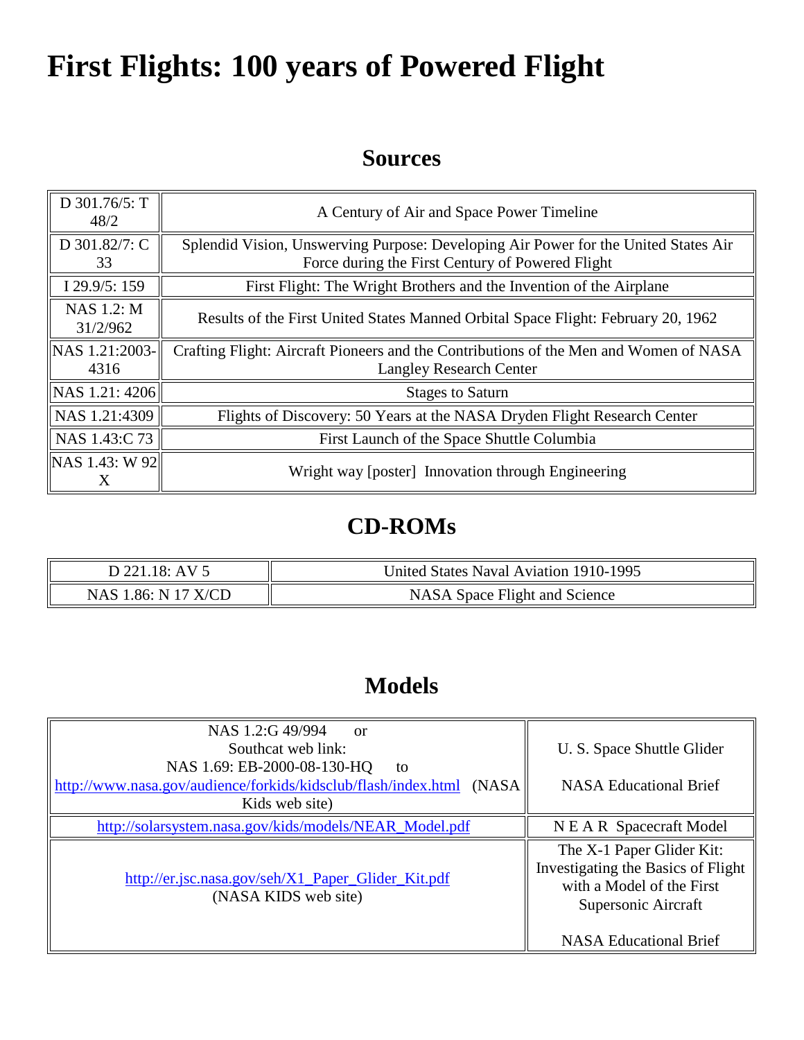# First Flights: 100 years of Powered Flight

## Sources

| | |
|---|---|
| D 301.76/5: T 48/2 | A Century of Air and Space Power Timeline |
| D 301.82/7: C 33 | Splendid Vision, Unswerving Purpose: Developing Air Power for the United States Air Force during the First Century of Powered Flight |
| I 29.9/5: 159 | First Flight: The Wright Brothers and the Invention of the Airplane |
| NAS 1.2: M 31/2/962 | Results of the First United States Manned Orbital Space Flight: February 20, 1962 |
| NAS 1.21:2003-4316 | Crafting Flight: Aircraft Pioneers and the Contributions of the Men and Women of NASA Langley Research Center |
| NAS 1.21: 4206 | Stages to Saturn |
| NAS 1.21:4309 | Flights of Discovery: 50 Years at the NASA Dryden Flight Research Center |
| NAS 1.43:C 73 | First Launch of the Space Shuttle Columbia |
| NAS 1.43: W 92 X | Wright way [poster] Innovation through Engineering |

## CD-ROMs

| | |
|---|---|
| D 221.18: AV 5 | United States Naval Aviation 1910-1995 |
| NAS 1.86: N 17 X/CD | NASA Space Flight and Science |

## Models

| | |
|---|---|
| NAS 1.2:G 49/994 or Southcat web link: NAS 1.69: EB-2000-08-130-HQ to http://www.nasa.gov/audience/forkids/kidsclub/flash/index.html (NASA Kids web site) | U. S. Space Shuttle Glider<br><br>NASA Educational Brief |
| http://solarsystem.nasa.gov/kids/models/NEAR_Model.pdf | N E A R Spacecraft Model |
| http://er.jsc.nasa.gov/seh/X1_Paper_Glider_Kit.pdf (NASA KIDS web site) | The X-1 Paper Glider Kit: Investigating the Basics of Flight with a Model of the First Supersonic Aircraft<br><br>NASA Educational Brief |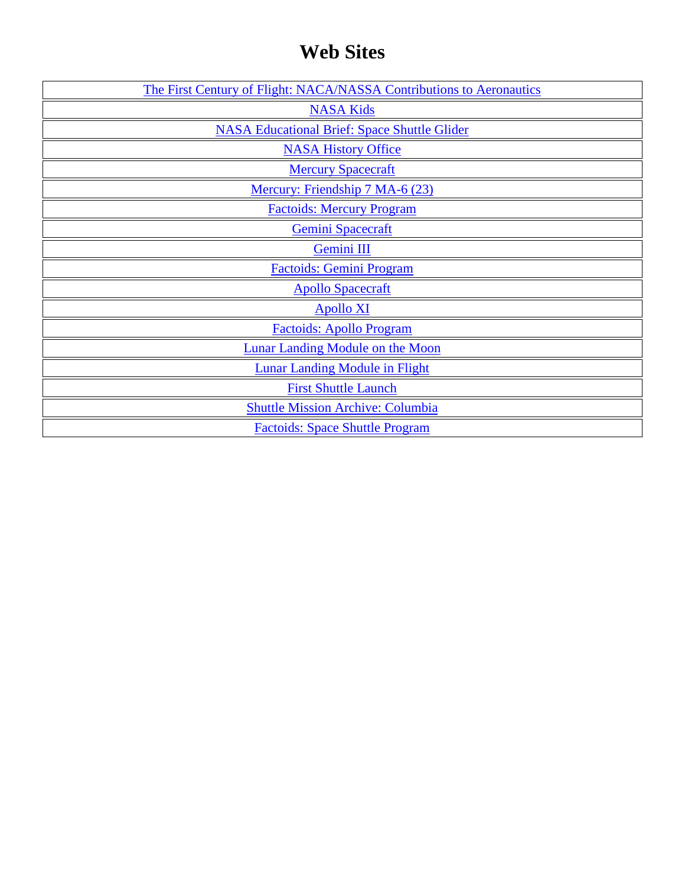# Web Sites

| |
|---|
| The First Century of Flight: NACA/NASSA Contributions to Aeronautics |
| NASA Kids |
| NASA Educational Brief: Space Shuttle Glider |
| NASA History Office |
| Mercury Spacecraft |
| Mercury: Friendship 7 MA-6 (23) |
| Factoids: Mercury Program |
| Gemini Spacecraft |
| Gemini III |
| Factoids: Gemini Program |
| Apollo Spacecraft |
| Apollo XI |
| Factoids: Apollo Program |
| Lunar Landing Module on the Moon |
| Lunar Landing Module in Flight |
| First Shuttle Launch |
| Shuttle Mission Archive: Columbia |
| Factoids: Space Shuttle Program |